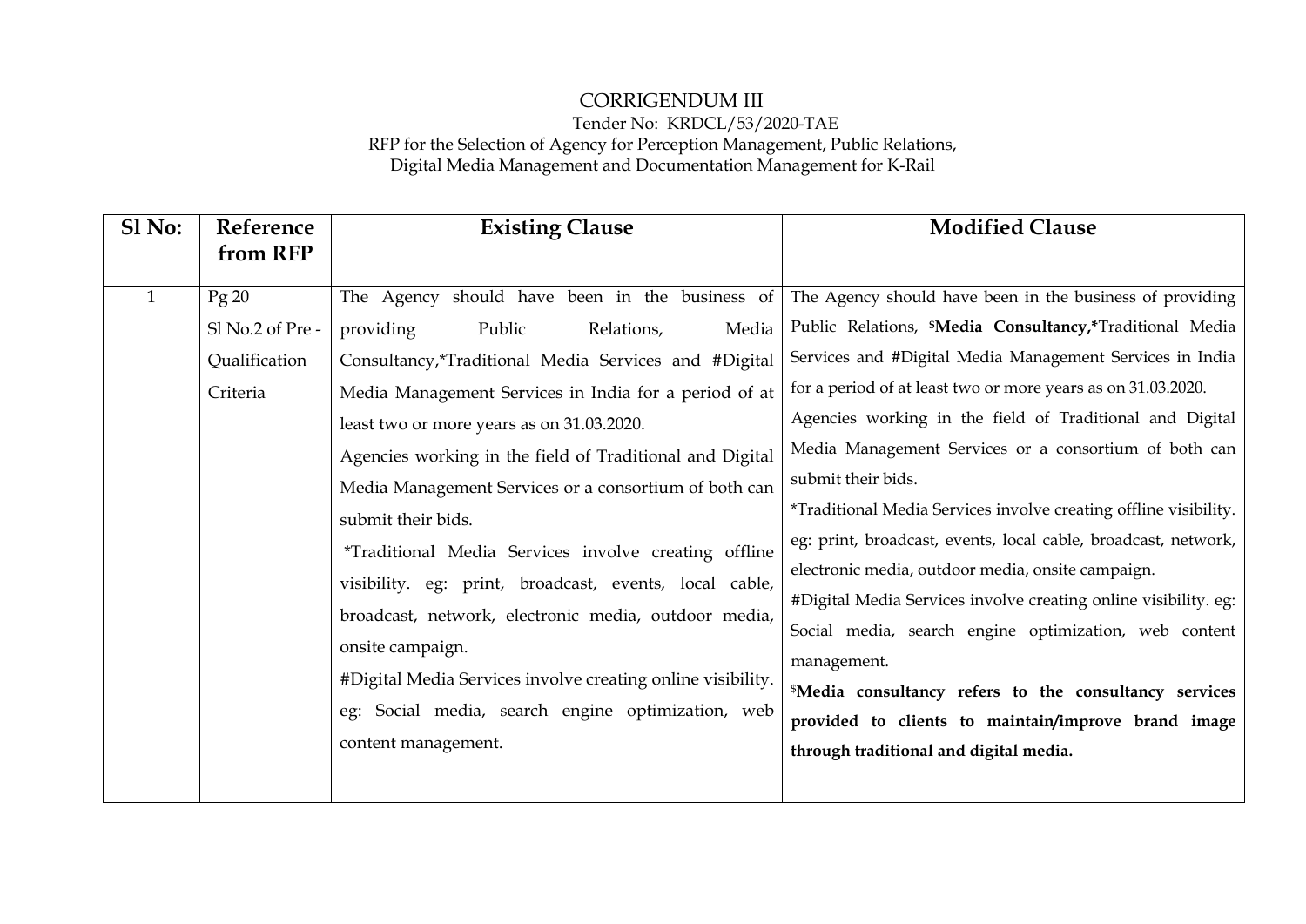# CORRIGENDUM III

Tender No: KRDCL/53/2020-TAE

RFP for the Selection of Agency for Perception Management, Public Relations, Digital Media Management and Documentation Management for K-Rail

| Sl No: | Reference from RFP | Existing Clause | Modified Clause |
|---|---|---|---|
| 1 | Pg 20 Sl No.2 of Pre - Qualification Criteria | The Agency should have been in the business of providing Public Relations, Media Consultancy,*Traditional Media Services and #Digital Media Management Services in India for a period of at least two or more years as on 31.03.2020.<br>Agencies working in the field of Traditional and Digital Media Management Services or a consortium of both can submit their bids.<br>*Traditional Media Services involve creating offline visibility. eg: print, broadcast, events, local cable, broadcast, network, electronic media, outdoor media, onsite campaign.<br>#Digital Media Services involve creating online visibility. eg: Social media, search engine optimization, web content management. | The Agency should have been in the business of providing Public Relations, **$Media Consultancy,***Traditional Media Services and #Digital Media Management Services in India for a period of at least two or more years as on 31.03.2020.<br>Agencies working in the field of Traditional and Digital Media Management Services or a consortium of both can submit their bids.<br>*Traditional Media Services involve creating offline visibility. eg: print, broadcast, events, local cable, broadcast, network, electronic media, outdoor media, onsite campaign.<br>#Digital Media Services involve creating online visibility. eg: Social media, search engine optimization, web content management.<br>**$Media consultancy refers to the consultancy services provided to clients to maintain/improve brand image through traditional and digital media.** |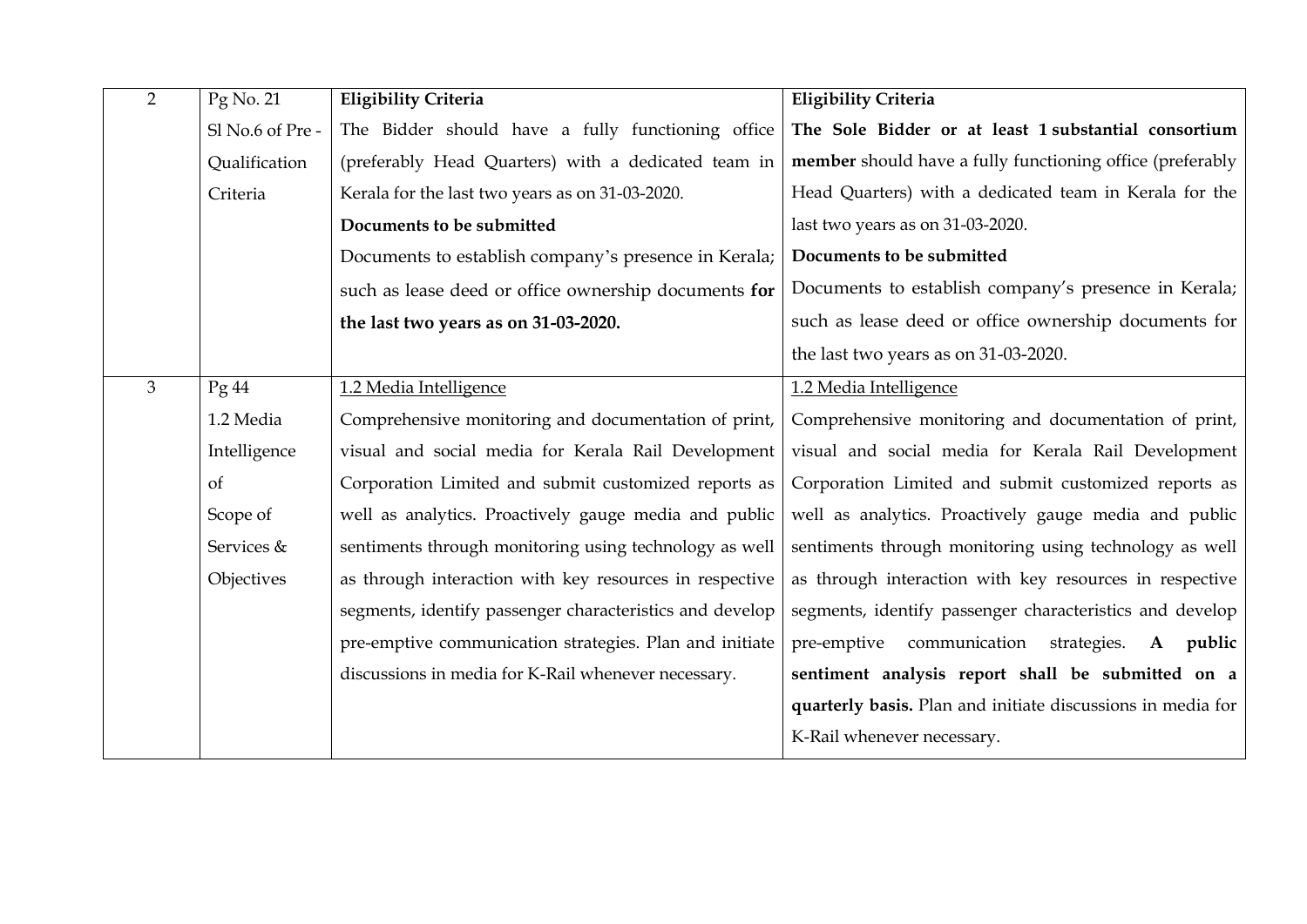| | | | |
|---|---|---|---|
| 2 | Pg No. 21<br>Sl No.6 of Pre - Qualification Criteria | **Eligibility Criteria**<br>The Bidder should have a fully functioning office (preferably Head Quarters) with a dedicated team in Kerala for the last two years as on 31-03-2020.<br>**Documents to be submitted**<br>Documents to establish company's presence in Kerala; such as lease deed or office ownership documents **for the last two years as on 31-03-2020.** | **Eligibility Criteria**<br>**The Sole Bidder or at least 1 substantial consortium member** should have a fully functioning office (preferably Head Quarters) with a dedicated team in Kerala for the last two years as on 31-03-2020.<br>**Documents to be submitted**<br>Documents to establish company's presence in Kerala; such as lease deed or office ownership documents for the last two years as on 31-03-2020. |
| 3 | Pg 44<br>1.2 Media Intelligence of Scope of Services & Objectives | 1.2 Media Intelligence<br>Comprehensive monitoring and documentation of print, visual and social media for Kerala Rail Development Corporation Limited and submit customized reports as well as analytics. Proactively gauge media and public sentiments through monitoring using technology as well as through interaction with key resources in respective segments, identify passenger characteristics and develop pre-emptive communication strategies. Plan and initiate discussions in media for K-Rail whenever necessary. | 1.2 Media Intelligence<br>Comprehensive monitoring and documentation of print, visual and social media for Kerala Rail Development Corporation Limited and submit customized reports as well as analytics. Proactively gauge media and public sentiments through monitoring using technology as well as through interaction with key resources in respective segments, identify passenger characteristics and develop pre-emptive communication strategies. **A public sentiment analysis report shall be submitted on a quarterly basis.** Plan and initiate discussions in media for K-Rail whenever necessary. |